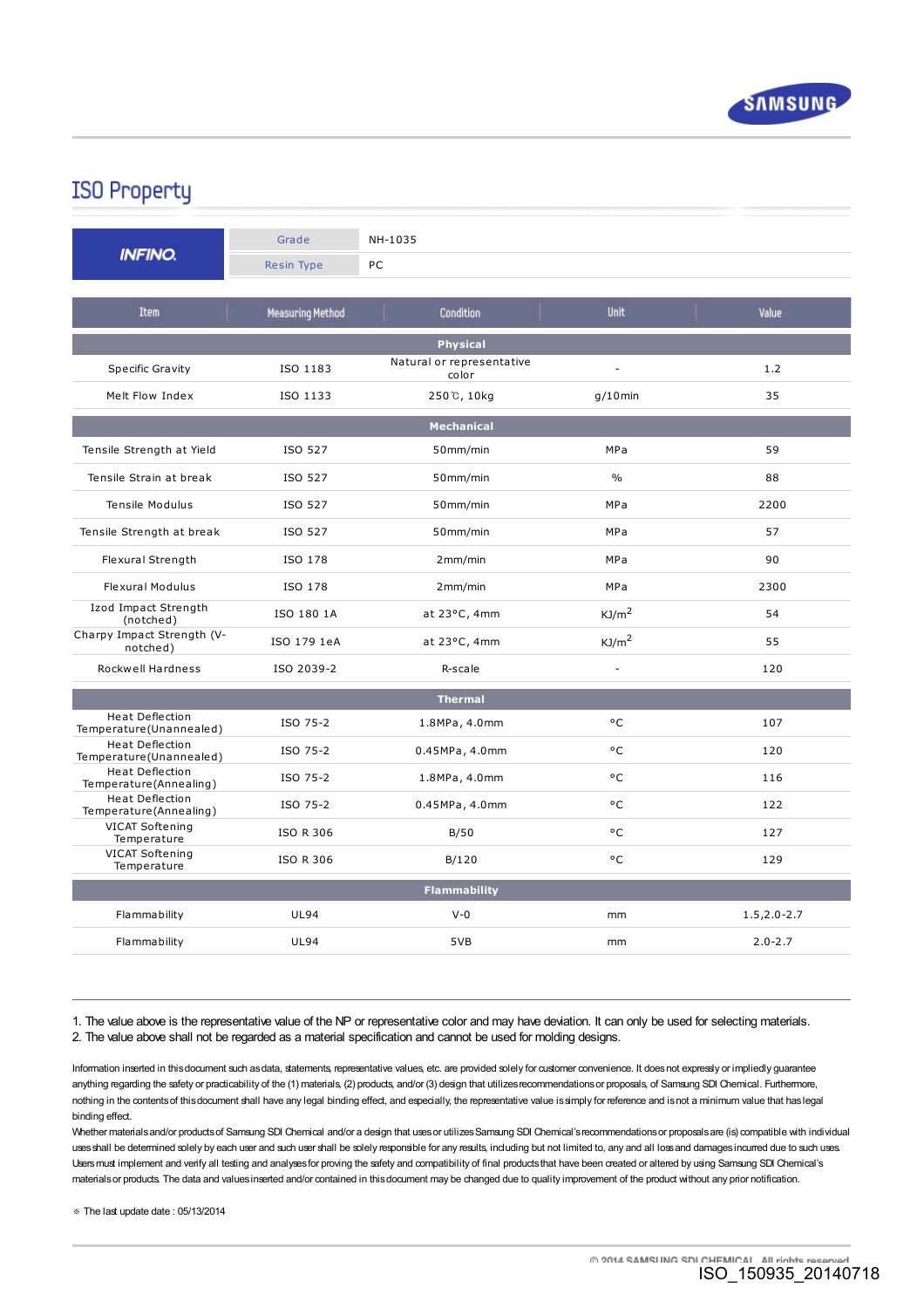# ISO Property

| INFINO. | Grade | NH-1035 |
|---|---|---|
| | Resin Type | PC |

| Item | Measuring Method | Condition | Unit | Value |
|---|---|---|---|---|
| **Physical** | | | | |
| Specific Gravity | ISO 1183 | Natural or representative color | - | 1.2 |
| Melt Flow Index | ISO 1133 | 250℃, 10kg | g/10min | 35 |
| **Mechanical** | | | | |
| Tensile Strength at Yield | ISO 527 | 50mm/min | MPa | 59 |
| Tensile Strain at break | ISO 527 | 50mm/min | % | 88 |
| Tensile Modulus | ISO 527 | 50mm/min | MPa | 2200 |
| Tensile Strength at break | ISO 527 | 50mm/min | MPa | 57 |
| Flexural Strength | ISO 178 | 2mm/min | MPa | 90 |
| Flexural Modulus | ISO 178 | 2mm/min | MPa | 2300 |
| Izod Impact Strength (notched) | ISO 180 1A | at 23°C, 4mm | $KJ/m^2$ | 54 |
| Charpy Impact Strength (V-notched) | ISO 179 1eA | at 23°C, 4mm | $KJ/m^2$ | 55 |
| Rockwell Hardness | ISO 2039-2 | R-scale | - | 120 |
| **Thermal** | | | | |
| Heat Deflection Temperature(Unannealed) | ISO 75-2 | 1.8MPa, 4.0mm | °C | 107 |
| Heat Deflection Temperature(Unannealed) | ISO 75-2 | 0.45MPa, 4.0mm | °C | 120 |
| Heat Deflection Temperature(Annealing) | ISO 75-2 | 1.8MPa, 4.0mm | °C | 116 |
| Heat Deflection Temperature(Annealing) | ISO 75-2 | 0.45MPa, 4.0mm | °C | 122 |
| VICAT Softening Temperature | ISO R 306 | B/50 | °C | 127 |
| VICAT Softening Temperature | ISO R 306 | B/120 | °C | 129 |
| **Flammability** | | | | |
| Flammability | UL94 | V-0 | mm | 1.5,2.0-2.7 |
| Flammability | UL94 | 5VB | mm | 2.0-2.7 |

1. The value above is the representative value of the NP or representative color and may have deviation. It can only be used for selecting materials.
2. The value above shall not be regarded as a material specification and cannot be used for molding designs.

Information inserted in this document such as data, statements, representative values, etc. are provided solely for customer convenience. It does not expressly or impliedly guarantee anything regarding the safety or practicability of the (1) materials, (2) products, and/or (3) design that utilizes recommendations or proposals, of Samsung SDI Chemical. Furthermore, nothing in the contents of this document shall have any legal binding effect, and especially, the representative value is simply for reference and is not a minimum value that has legal binding effect.
Whether materials and/or products of Samsung SDI Chemical and/or a design that uses or utilizes Samsung SDI Chemical's recommendations or proposals are (is) compatible with individual uses shall be determined solely by each user and such user shall be solely responsible for any results, including but not limited to, any and all loss and damages incurred due to such uses. Users must implement and verify all testing and analyses for proving the safety and compatibility of final products that have been created or altered by using Samsung SDI Chemical's materials or products. The data and values inserted and/or contained in this document may be changed due to quality improvement of the product without any prior notification.

※ The last update date : 05/13/2014

© 2014 SAMSUNG SDI CHEMICAL. All rights reserved.

ISO_150935_20140718